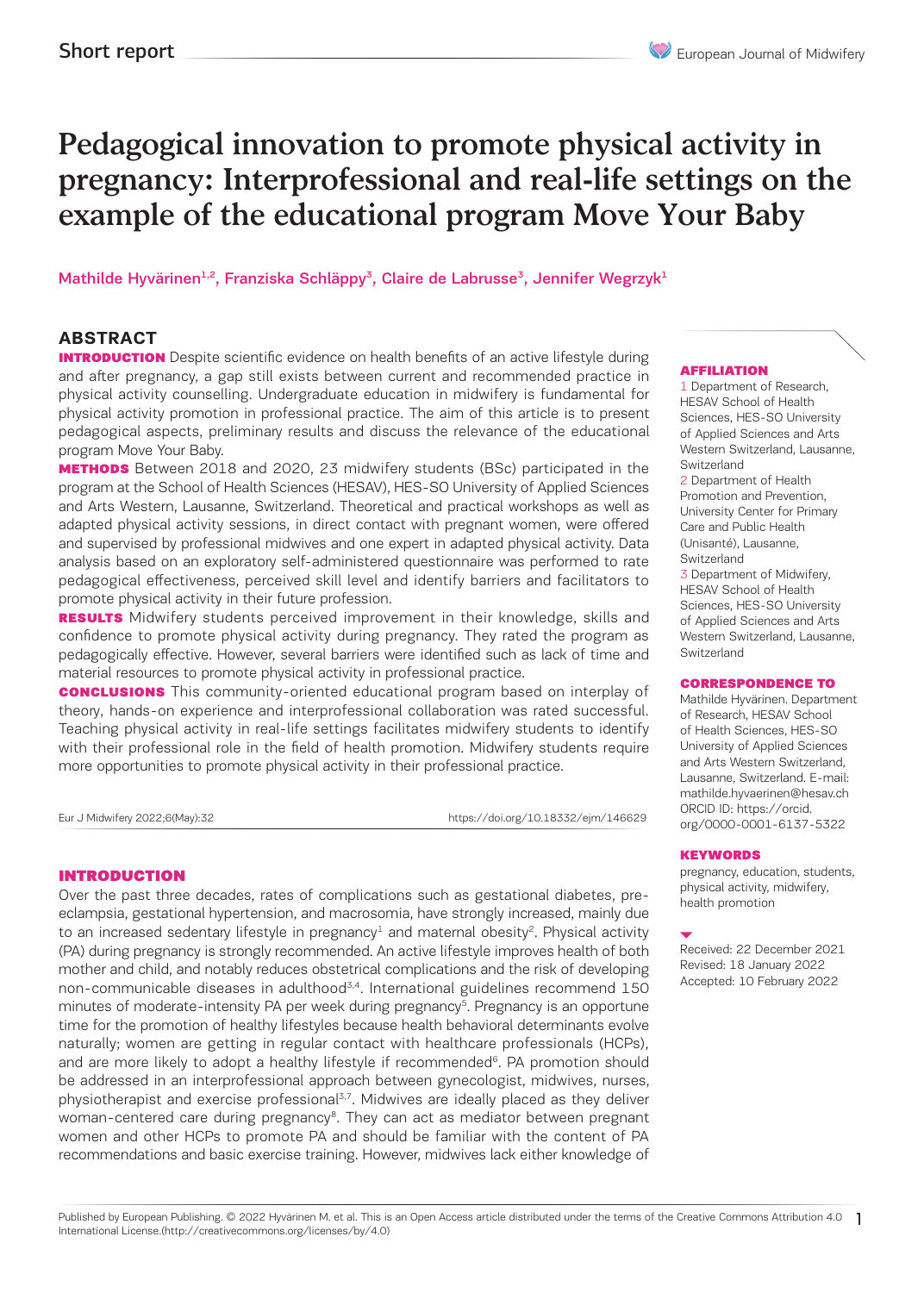Short report

# Pedagogical innovation to promote physical activity in pregnancy: Interprofessional and real-life settings on the example of the educational program Move Your Baby

Mathilde Hyvärinen[1,2], Franziska Schläppy[3], Claire de Labrusse[3], Jennifer Wegrzyk[1]

## ABSTRACT

**INTRODUCTION** Despite scientific evidence on health benefits of an active lifestyle during and after pregnancy, a gap still exists between current and recommended practice in physical activity counselling. Undergraduate education in midwifery is fundamental for physical activity promotion in professional practice. The aim of this article is to present pedagogical aspects, preliminary results and discuss the relevance of the educational program Move Your Baby.

**METHODS** Between 2018 and 2020, 23 midwifery students (BSc) participated in the program at the School of Health Sciences (HESAV), HES-SO University of Applied Sciences and Arts Western, Lausanne, Switzerland. Theoretical and practical workshops as well as adapted physical activity sessions, in direct contact with pregnant women, were offered and supervised by professional midwives and one expert in adapted physical activity. Data analysis based on an exploratory self-administered questionnaire was performed to rate pedagogical effectiveness, perceived skill level and identify barriers and facilitators to promote physical activity in their future profession.

**RESULTS** Midwifery students perceived improvement in their knowledge, skills and confidence to promote physical activity during pregnancy. They rated the program as pedagogically effective. However, several barriers were identified such as lack of time and material resources to promote physical activity in professional practice.

**CONCLUSIONS** This community-oriented educational program based on interplay of theory, hands-on experience and interprofessional collaboration was rated successful. Teaching physical activity in real-life settings facilitates midwifery students to identify with their professional role in the field of health promotion. Midwifery students require more opportunities to promote physical activity in their professional practice.

Eur J Midwifery 2022;6(May):32 https://doi.org/10.18332/ejm/146629

**AFFILIATION**

1 Department of Research, HESAV School of Health Sciences, HES-SO University of Applied Sciences and Arts Western Switzerland, Lausanne, Switzerland

2 Department of Health Promotion and Prevention, University Center for Primary Care and Public Health (Unisanté), Lausanne, Switzerland

3 Department of Midwifery, HESAV School of Health Sciences, HES-SO University of Applied Sciences and Arts Western Switzerland, Lausanne, Switzerland

**CORRESPONDENCE TO**

Mathilde Hyvärinen. Department of Research, HESAV School of Health Sciences, HES-SO University of Applied Sciences and Arts Western Switzerland, Lausanne, Switzerland. E-mail: mathilde.hyvaerinen@hesav.ch ORCID ID: https://orcid.org/0000-0001-6137-5322

**KEYWORDS**

pregnancy, education, students, physical activity, midwifery, health promotion

Received: 22 December 2021
Revised: 18 January 2022
Accepted: 10 February 2022

## INTRODUCTION

Over the past three decades, rates of complications such as gestational diabetes, pre-eclampsia, gestational hypertension, and macrosomia, have strongly increased, mainly due to an increased sedentary lifestyle in pregnancy[1] and maternal obesity[2]. Physical activity (PA) during pregnancy is strongly recommended. An active lifestyle improves health of both mother and child, and notably reduces obstetrical complications and the risk of developing non-communicable diseases in adulthood[3,4]. International guidelines recommend 150 minutes of moderate-intensity PA per week during pregnancy[5]. Pregnancy is an opportune time for the promotion of healthy lifestyles because health behavioral determinants evolve naturally; women are getting in regular contact with healthcare professionals (HCPs), and are more likely to adopt a healthy lifestyle if recommended[6]. PA promotion should be addressed in an interprofessional approach between gynecologist, midwives, nurses, physiotherapist and exercise professional[3,7]. Midwives are ideally placed as they deliver woman-centered care during pregnancy[8]. They can act as mediator between pregnant women and other HCPs to promote PA and should be familiar with the content of PA recommendations and basic exercise training. However, midwives lack either knowledge of

Published by European Publishing. © 2022 Hyvärinen M. et al. This is an Open Access article distributed under the terms of the Creative Commons Attribution 4.0 International License.(http://creativecommons.org/licenses/by/4.0)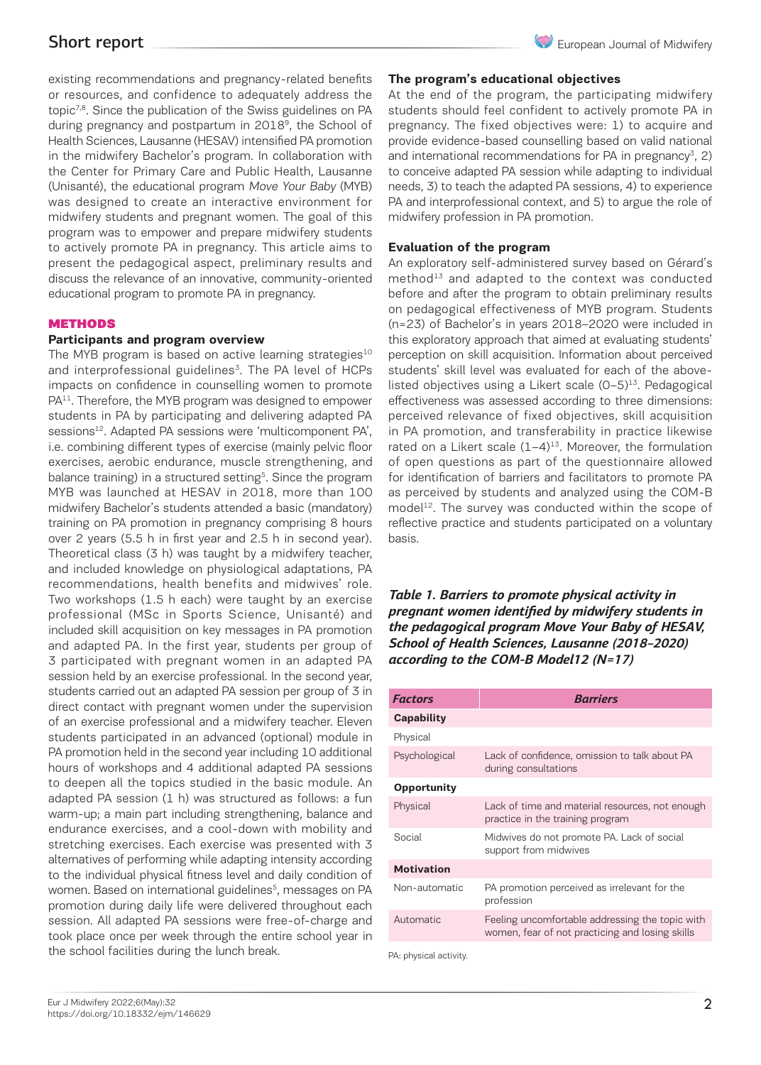existing recommendations and pregnancy-related benefits or resources, and confidence to adequately address the topic[7,8]. Since the publication of the Swiss guidelines on PA during pregnancy and postpartum in 2018[9], the School of Health Sciences, Lausanne (HESAV) intensified PA promotion in the midwifery Bachelor's program. In collaboration with the Center for Primary Care and Public Health, Lausanne (Unisanté), the educational program *Move Your Baby* (MYB) was designed to create an interactive environment for midwifery students and pregnant women. The goal of this program was to empower and prepare midwifery students to actively promote PA in pregnancy. This article aims to present the pedagogical aspect, preliminary results and discuss the relevance of an innovative, community-oriented educational program to promote PA in pregnancy.

## METHODS

### Participants and program overview

The MYB program is based on active learning strategies[10] and interprofessional guidelines[3]. The PA level of HCPs impacts on confidence in counselling women to promote PA[11]. Therefore, the MYB program was designed to empower students in PA by participating and delivering adapted PA sessions[12]. Adapted PA sessions were 'multicomponent PA', i.e. combining different types of exercise (mainly pelvic floor exercises, aerobic endurance, muscle strengthening, and balance training) in a structured setting[5]. Since the program MYB was launched at HESAV in 2018, more than 100 midwifery Bachelor's students attended a basic (mandatory) training on PA promotion in pregnancy comprising 8 hours over 2 years (5.5 h in first year and 2.5 h in second year). Theoretical class (3 h) was taught by a midwifery teacher, and included knowledge on physiological adaptations, PA recommendations, health benefits and midwives' role. Two workshops (1.5 h each) were taught by an exercise professional (MSc in Sports Science, Unisanté) and included skill acquisition on key messages in PA promotion and adapted PA. In the first year, students per group of 3 participated with pregnant women in an adapted PA session held by an exercise professional. In the second year, students carried out an adapted PA session per group of 3 in direct contact with pregnant women under the supervision of an exercise professional and a midwifery teacher. Eleven students participated in an advanced (optional) module in PA promotion held in the second year including 10 additional hours of workshops and 4 additional adapted PA sessions to deepen all the topics studied in the basic module. An adapted PA session (1 h) was structured as follows: a fun warm-up; a main part including strengthening, balance and endurance exercises, and a cool-down with mobility and stretching exercises. Each exercise was presented with 3 alternatives of performing while adapting intensity according to the individual physical fitness level and daily condition of women. Based on international guidelines[5], messages on PA promotion during daily life were delivered throughout each session. All adapted PA sessions were free-of-charge and took place once per week through the entire school year in the school facilities during the lunch break.

### The program's educational objectives

At the end of the program, the participating midwifery students should feel confident to actively promote PA in pregnancy. The fixed objectives were: 1) to acquire and provide evidence-based counselling based on valid national and international recommendations for PA in pregnancy[3], 2) to conceive adapted PA session while adapting to individual needs, 3) to teach the adapted PA sessions, 4) to experience PA and interprofessional context, and 5) to argue the role of midwifery profession in PA promotion.

### Evaluation of the program

An exploratory self-administered survey based on Gérard's method[13] and adapted to the context was conducted before and after the program to obtain preliminary results on pedagogical effectiveness of MYB program. Students (n=23) of Bachelor's in years 2018–2020 were included in this exploratory approach that aimed at evaluating students' perception on skill acquisition. Information about perceived students' skill level was evaluated for each of the above-listed objectives using a Likert scale (0–5)[13]. Pedagogical effectiveness was assessed according to three dimensions: perceived relevance of fixed objectives, skill acquisition in PA promotion, and transferability in practice likewise rated on a Likert scale (1–4)[13]. Moreover, the formulation of open questions as part of the questionnaire allowed for identification of barriers and facilitators to promote PA as perceived by students and analyzed using the COM-B model[12]. The survey was conducted within the scope of reflective practice and students participated on a voluntary basis.

***Table 1. Barriers to promote physical activity in pregnant women identified by midwifery students in the pedagogical program Move Your Baby of HESAV, School of Health Sciences, Lausanne (2018–2020) according to the COM-B Model12 (N=17)***

| *Factors* | *Barriers* |
|---|---|
| **Capability** | |
| Physical | |
| Psychological | Lack of confidence, omission to talk about PA during consultations |
| **Opportunity** | |
| Physical | Lack of time and material resources, not enough practice in the training program |
| Social | Midwives do not promote PA. Lack of social support from midwives |
| **Motivation** | |
| Non-automatic | PA promotion perceived as irrelevant for the profession |
| Automatic | Feeling uncomfortable addressing the topic with women, fear of not practicing and losing skills |

PA: physical activity.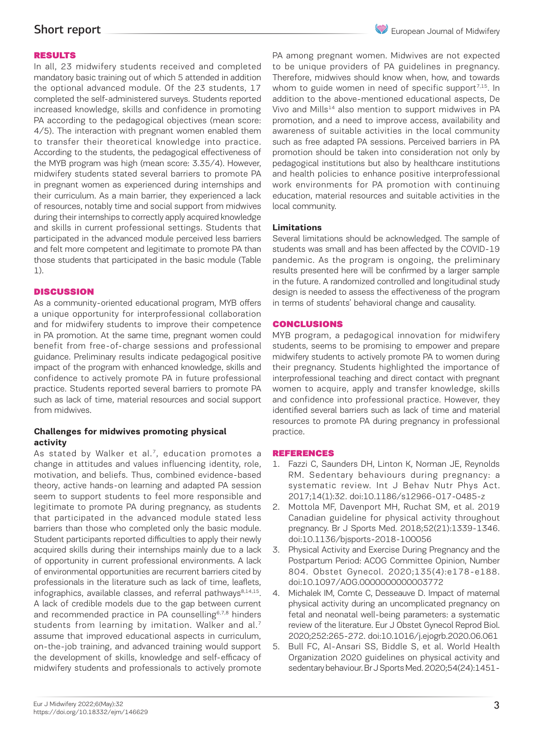## RESULTS

In all, 23 midwifery students received and completed mandatory basic training out of which 5 attended in addition the optional advanced module. Of the 23 students, 17 completed the self-administered surveys. Students reported increased knowledge, skills and confidence in promoting PA according to the pedagogical objectives (mean score: 4/5). The interaction with pregnant women enabled them to transfer their theoretical knowledge into practice. According to the students, the pedagogical effectiveness of the MYB program was high (mean score: 3.35/4). However, midwifery students stated several barriers to promote PA in pregnant women as experienced during internships and their curriculum. As a main barrier, they experienced a lack of resources, notably time and social support from midwives during their internships to correctly apply acquired knowledge and skills in current professional settings. Students that participated in the advanced module perceived less barriers and felt more competent and legitimate to promote PA than those students that participated in the basic module (Table 1).

## DISCUSSION

As a community-oriented educational program, MYB offers a unique opportunity for interprofessional collaboration and for midwifery students to improve their competence in PA promotion. At the same time, pregnant women could benefit from free-of-charge sessions and professional guidance. Preliminary results indicate pedagogical positive impact of the program with enhanced knowledge, skills and confidence to actively promote PA in future professional practice. Students reported several barriers to promote PA such as lack of time, material resources and social support from midwives.

### Challenges for midwives promoting physical activity

As stated by Walker et al.[7], education promotes a change in attitudes and values influencing identity, role, motivation, and beliefs. Thus, combined evidence-based theory, active hands-on learning and adapted PA session seem to support students to feel more responsible and legitimate to promote PA during pregnancy, as students that participated in the advanced module stated less barriers than those who completed only the basic module. Student participants reported difficulties to apply their newly acquired skills during their internships mainly due to a lack of opportunity in current professional environments. A lack of environmental opportunities are recurrent barriers cited by professionals in the literature such as lack of time, leaflets, infographics, available classes, and referral pathways[8,14,15]. A lack of credible models due to the gap between current and recommended practice in PA counselling[6,7,8] hinders students from learning by imitation. Walker and al.[7] assume that improved educational aspects in curriculum, on-the-job training, and advanced training would support the development of skills, knowledge and self-efficacy of midwifery students and professionals to actively promote PA among pregnant women. Midwives are not expected to be unique providers of PA guidelines in pregnancy. Therefore, midwives should know when, how, and towards whom to guide women in need of specific support[7,15]. In addition to the above-mentioned educational aspects, De Vivo and Mills[14] also mention to support midwives in PA promotion, and a need to improve access, availability and awareness of suitable activities in the local community such as free adapted PA sessions. Perceived barriers in PA promotion should be taken into consideration not only by pedagogical institutions but also by healthcare institutions and health policies to enhance positive interprofessional work environments for PA promotion with continuing education, material resources and suitable activities in the local community.

### Limitations

Several limitations should be acknowledged. The sample of students was small and has been affected by the COVID-19 pandemic. As the program is ongoing, the preliminary results presented here will be confirmed by a larger sample in the future. A randomized controlled and longitudinal study design is needed to assess the effectiveness of the program in terms of students' behavioral change and causality.

## CONCLUSIONS

MYB program, a pedagogical innovation for midwifery students, seems to be promising to empower and prepare midwifery students to actively promote PA to women during their pregnancy. Students highlighted the importance of interprofessional teaching and direct contact with pregnant women to acquire, apply and transfer knowledge, skills and confidence into professional practice. However, they identified several barriers such as lack of time and material resources to promote PA during pregnancy in professional practice.

## REFERENCES

1. Fazzi C, Saunders DH, Linton K, Norman JE, Reynolds RM. Sedentary behaviours during pregnancy: a systematic review. Int J Behav Nutr Phys Act. 2017;14(1):32. doi:10.1186/s12966-017-0485-z
2. Mottola MF, Davenport MH, Ruchat SM, et al. 2019 Canadian guideline for physical activity throughout pregnancy. Br J Sports Med. 2018;52(21):1339-1346. doi:10.1136/bjsports-2018-100056
3. Physical Activity and Exercise During Pregnancy and the Postpartum Period: ACOG Committee Opinion, Number 804. Obstet Gynecol. 2020;135(4):e178-e188. doi:10.1097/AOG.0000000000003772
4. Michalek IM, Comte C, Desseauve D. Impact of maternal physical activity during an uncomplicated pregnancy on fetal and neonatal well-being parameters: a systematic review of the literature. Eur J Obstet Gynecol Reprod Biol. 2020;252:265-272. doi:10.1016/j.ejogrb.2020.06.061
5. Bull FC, Al-Ansari SS, Biddle S, et al. World Health Organization 2020 guidelines on physical activity and sedentary behaviour. Br J Sports Med. 2020;54(24):1451-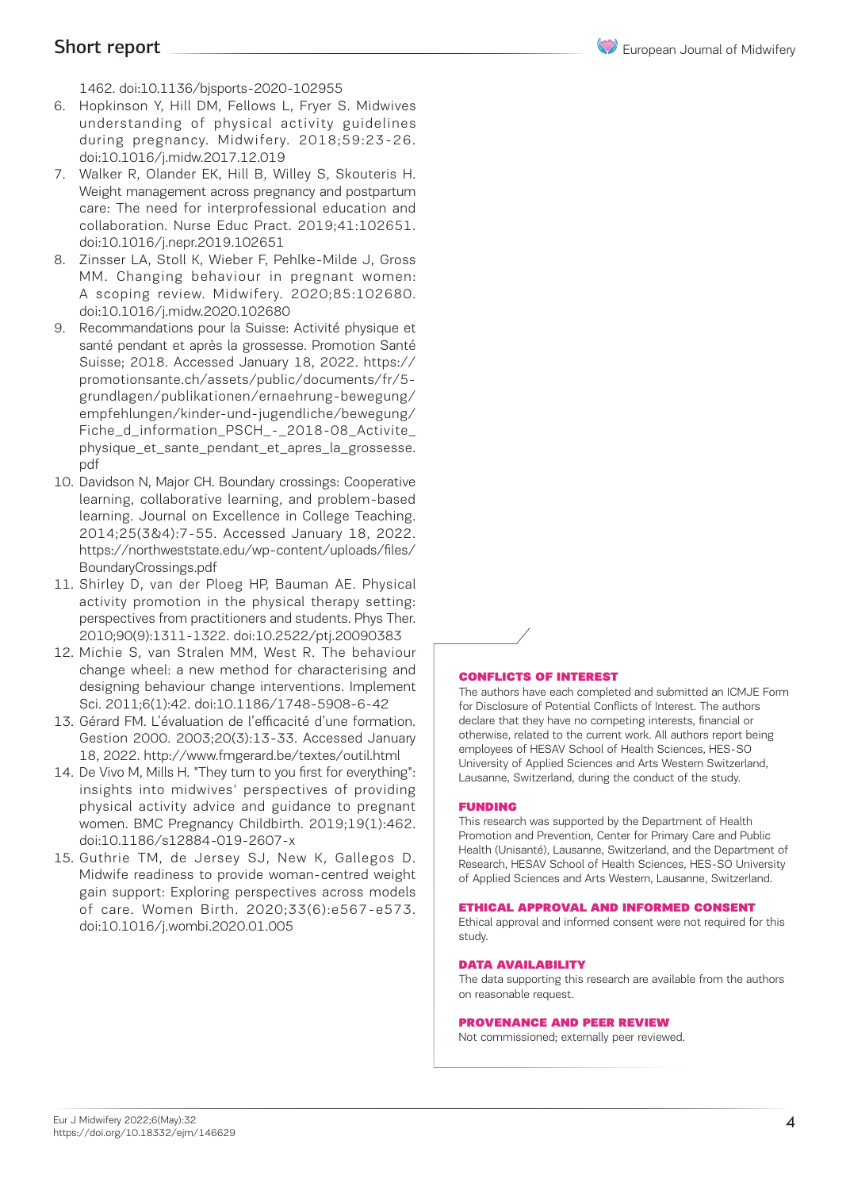1462. doi:10.1136/bjsports-2020-102955

6. Hopkinson Y, Hill DM, Fellows L, Fryer S. Midwives understanding of physical activity guidelines during pregnancy. Midwifery. 2018;59:23-26. doi:10.1016/j.midw.2017.12.019
7. Walker R, Olander EK, Hill B, Willey S, Skouteris H. Weight management across pregnancy and postpartum care: The need for interprofessional education and collaboration. Nurse Educ Pract. 2019;41:102651. doi:10.1016/j.nepr.2019.102651
8. Zinsser LA, Stoll K, Wieber F, Pehlke-Milde J, Gross MM. Changing behaviour in pregnant women: A scoping review. Midwifery. 2020;85:102680. doi:10.1016/j.midw.2020.102680
9. Recommandations pour la Suisse: Activité physique et santé pendant et après la grossesse. Promotion Santé Suisse; 2018. Accessed January 18, 2022. https://promotionsante.ch/assets/public/documents/fr/5-grundlagen/publikationen/ernaehrung-bewegung/empfehlungen/kinder-und-jugendliche/bewegung/Fiche_d_information_PSCH_-_2018-08_Activite_physique_et_sante_pendant_et_apres_la_grossesse.pdf
10. Davidson N, Major CH. Boundary crossings: Cooperative learning, collaborative learning, and problem-based learning. Journal on Excellence in College Teaching. 2014;25(3&4):7-55. Accessed January 18, 2022. https://northweststate.edu/wp-content/uploads/files/BoundaryCrossings.pdf
11. Shirley D, van der Ploeg HP, Bauman AE. Physical activity promotion in the physical therapy setting: perspectives from practitioners and students. Phys Ther. 2010;90(9):1311-1322. doi:10.2522/ptj.20090383
12. Michie S, van Stralen MM, West R. The behaviour change wheel: a new method for characterising and designing behaviour change interventions. Implement Sci. 2011;6(1):42. doi:10.1186/1748-5908-6-42
13. Gérard FM. L'évaluation de l'efficacité d'une formation. Gestion 2000. 2003;20(3):13-33. Accessed January 18, 2022. http://www.fmgerard.be/textes/outil.html
14. De Vivo M, Mills H. "They turn to you first for everything": insights into midwives' perspectives of providing physical activity advice and guidance to pregnant women. BMC Pregnancy Childbirth. 2019;19(1):462. doi:10.1186/s12884-019-2607-x
15. Guthrie TM, de Jersey SJ, New K, Gallegos D. Midwife readiness to provide woman-centred weight gain support: Exploring perspectives across models of care. Women Birth. 2020;33(6):e567-e573. doi:10.1016/j.wombi.2020.01.005

**CONFLICTS OF INTEREST**

The authors have each completed and submitted an ICMJE Form for Disclosure of Potential Conflicts of Interest. The authors declare that they have no competing interests, financial or otherwise, related to the current work. All authors report being employees of HESAV School of Health Sciences, HES-SO University of Applied Sciences and Arts Western Switzerland, Lausanne, Switzerland, during the conduct of the study.

**FUNDING**

This research was supported by the Department of Health Promotion and Prevention, Center for Primary Care and Public Health (Unisanté), Lausanne, Switzerland, and the Department of Research, HESAV School of Health Sciences, HES-SO University of Applied Sciences and Arts Western, Lausanne, Switzerland.

**ETHICAL APPROVAL AND INFORMED CONSENT**

Ethical approval and informed consent were not required for this study.

**DATA AVAILABILITY**

The data supporting this research are available from the authors on reasonable request.

**PROVENANCE AND PEER REVIEW**

Not commissioned; externally peer reviewed.